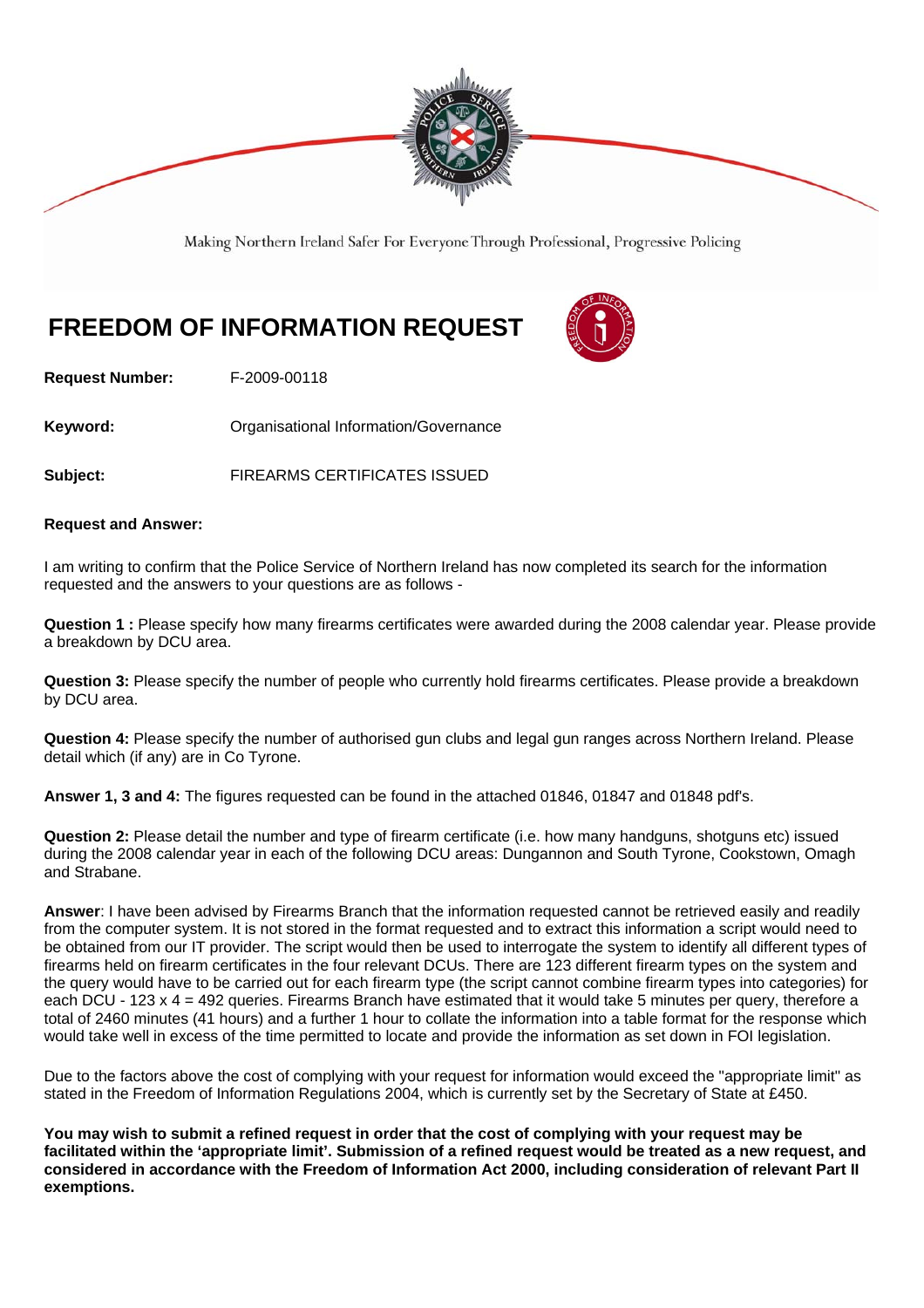Making Northern Ireland Safer For Everyone Through Professional, Progressive Policing

# FREEDOM OF INFORMATION REQUEST

**Request Number:** F-2009-00118

**Keyword:** Organisational Information/Governance

**Subject:** FIREARMS CERTIFICATES ISSUED

**Request and Answer:**

I am writing to confirm that the Police Service of Northern Ireland has now completed its search for the information requested and the answers to your questions are as follows -

**Question 1 :** Please specify how many firearms certificates were awarded during the 2008 calendar year. Please provide a breakdown by DCU area.

**Question 3:** Please specify the number of people who currently hold firearms certificates. Please provide a breakdown by DCU area.

**Question 4:** Please specify the number of authorised gun clubs and legal gun ranges across Northern Ireland. Please detail which (if any) are in Co Tyrone.

**Answer 1, 3 and 4:** The figures requested can be found in the attached 01846, 01847 and 01848 pdf's.

**Question 2:** Please detail the number and type of firearm certificate (i.e. how many handguns, shotguns etc) issued during the 2008 calendar year in each of the following DCU areas: Dungannon and South Tyrone, Cookstown, Omagh and Strabane.

**Answer**: I have been advised by Firearms Branch that the information requested cannot be retrieved easily and readily from the computer system. It is not stored in the format requested and to extract this information a script would need to be obtained from our IT provider. The script would then be used to interrogate the system to identify all different types of firearms held on firearm certificates in the four relevant DCUs. There are 123 different firearm types on the system and the query would have to be carried out for each firearm type (the script cannot combine firearm types into categories) for each DCU - 123 x 4 = 492 queries. Firearms Branch have estimated that it would take 5 minutes per query, therefore a total of 2460 minutes (41 hours) and a further 1 hour to collate the information into a table format for the response which would take well in excess of the time permitted to locate and provide the information as set down in FOI legislation.

Due to the factors above the cost of complying with your request for information would exceed the "appropriate limit" as stated in the Freedom of Information Regulations 2004, which is currently set by the Secretary of State at £450.

**You may wish to submit a refined request in order that the cost of complying with your request may be facilitated within the 'appropriate limit'. Submission of a refined request would be treated as a new request, and considered in accordance with the Freedom of Information Act 2000, including consideration of relevant Part II exemptions.**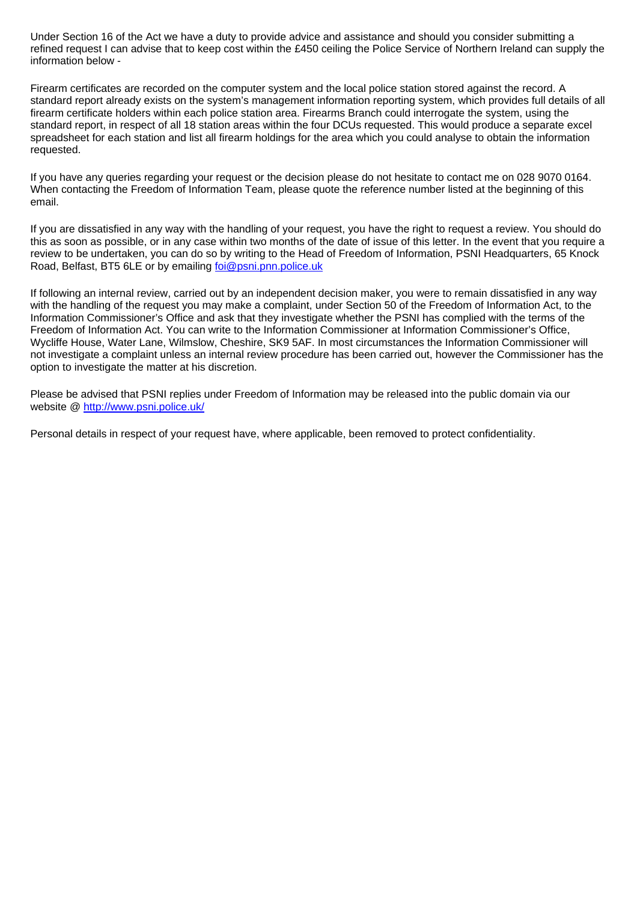Under Section 16 of the Act we have a duty to provide advice and assistance and should you consider submitting a refined request I can advise that to keep cost within the £450 ceiling the Police Service of Northern Ireland can supply the information below -

Firearm certificates are recorded on the computer system and the local police station stored against the record. A standard report already exists on the system's management information reporting system, which provides full details of all firearm certificate holders within each police station area. Firearms Branch could interrogate the system, using the standard report, in respect of all 18 station areas within the four DCUs requested. This would produce a separate excel spreadsheet for each station and list all firearm holdings for the area which you could analyse to obtain the information requested.

If you have any queries regarding your request or the decision please do not hesitate to contact me on 028 9070 0164. When contacting the Freedom of Information Team, please quote the reference number listed at the beginning of this email.

If you are dissatisfied in any way with the handling of your request, you have the right to request a review. You should do this as soon as possible, or in any case within two months of the date of issue of this letter. In the event that you require a review to be undertaken, you can do so by writing to the Head of Freedom of Information, PSNI Headquarters, 65 Knock Road, Belfast, BT5 6LE or by emailing foi@psni.pnn.police.uk

If following an internal review, carried out by an independent decision maker, you were to remain dissatisfied in any way with the handling of the request you may make a complaint, under Section 50 of the Freedom of Information Act, to the Information Commissioner's Office and ask that they investigate whether the PSNI has complied with the terms of the Freedom of Information Act. You can write to the Information Commissioner at Information Commissioner's Office, Wycliffe House, Water Lane, Wilmslow, Cheshire, SK9 5AF. In most circumstances the Information Commissioner will not investigate a complaint unless an internal review procedure has been carried out, however the Commissioner has the option to investigate the matter at his discretion.

Please be advised that PSNI replies under Freedom of Information may be released into the public domain via our website @ http://www.psni.police.uk/

Personal details in respect of your request have, where applicable, been removed to protect confidentiality.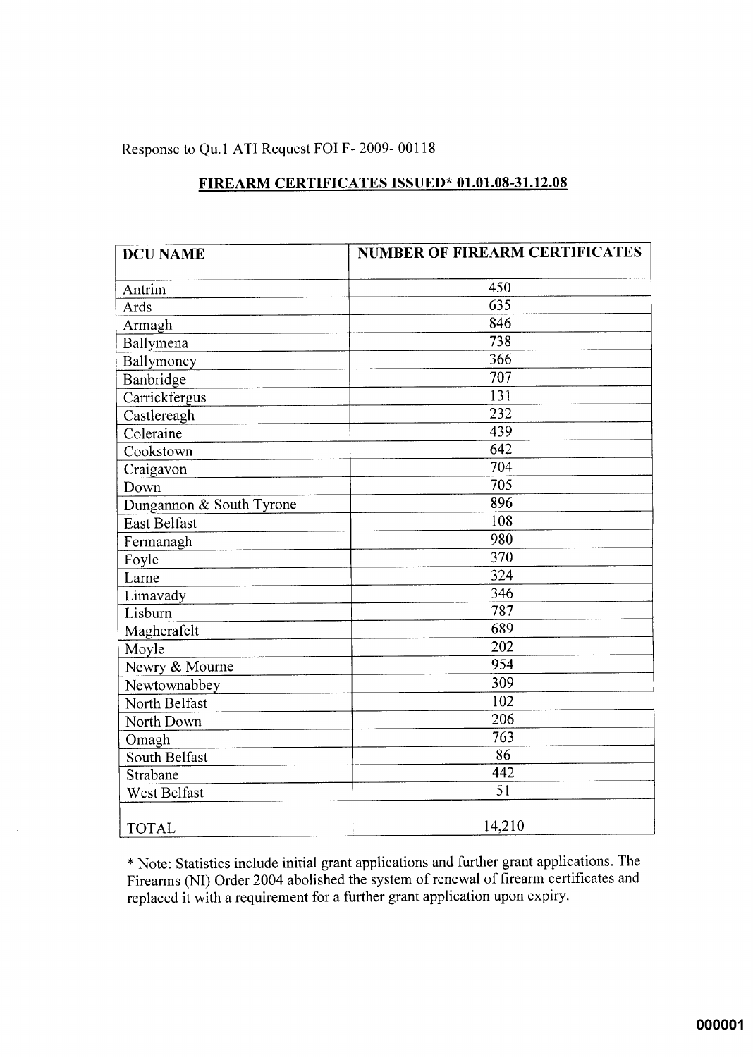Response to Qu.1 ATI Request FOI F- 2009- 00118

## FIREARM CERTIFICATES ISSUED* 01.01.08-31.12.08

| DCU NAME | NUMBER OF FIREARM CERTIFICATES |
|---|---|
| Antrim | 450 |
| Ards | 635 |
| Armagh | 846 |
| Ballymena | 738 |
| Ballymoney | 366 |
| Banbridge | 707 |
| Carrickfergus | 131 |
| Castlereagh | 232 |
| Coleraine | 439 |
| Cookstown | 642 |
| Craigavon | 704 |
| Down | 705 |
| Dungannon & South Tyrone | 896 |
| East Belfast | 108 |
| Fermanagh | 980 |
| Foyle | 370 |
| Larne | 324 |
| Limavady | 346 |
| Lisburn | 787 |
| Magherafelt | 689 |
| Moyle | 202 |
| Newry & Mourne | 954 |
| Newtownabbey | 309 |
| North Belfast | 102 |
| North Down | 206 |
| Omagh | 763 |
| South Belfast | 86 |
| Strabane | 442 |
| West Belfast | 51 |
| TOTAL | 14,210 |

* Note: Statistics include initial grant applications and further grant applications. The Firearms (NI) Order 2004 abolished the system of renewal of firearm certificates and replaced it with a requirement for a further grant application upon expiry.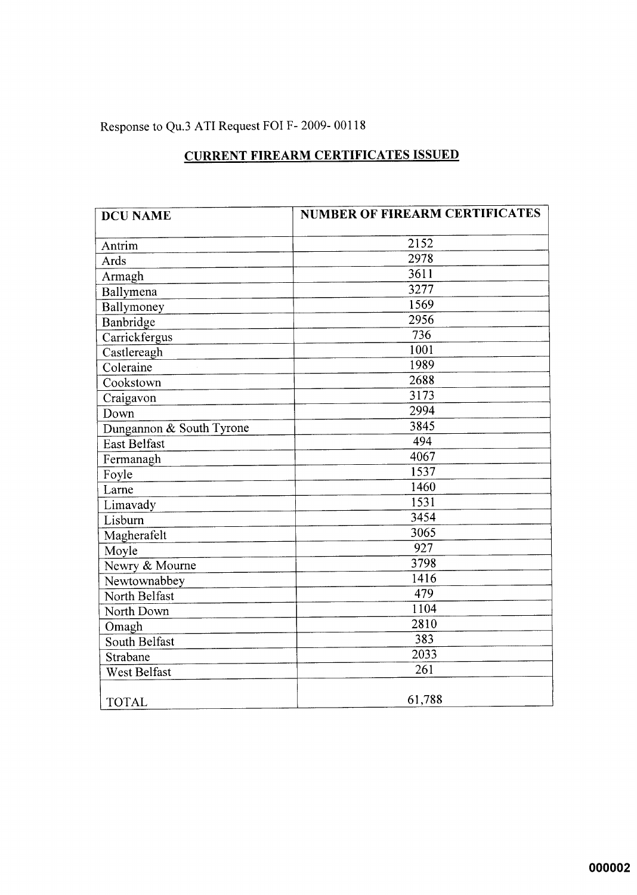Response to Qu.3 ATI Request FOI F- 2009- 00118

## CURRENT FIREARM CERTIFICATES ISSUED

| DCU NAME | NUMBER OF FIREARM CERTIFICATES |
|---|---|
| Antrim | 2152 |
| Ards | 2978 |
| Armagh | 3611 |
| Ballymena | 3277 |
| Ballymoney | 1569 |
| Banbridge | 2956 |
| Carrickfergus | 736 |
| Castlereagh | 1001 |
| Coleraine | 1989 |
| Cookstown | 2688 |
| Craigavon | 3173 |
| Down | 2994 |
| Dungannon & South Tyrone | 3845 |
| East Belfast | 494 |
| Fermanagh | 4067 |
| Foyle | 1537 |
| Larne | 1460 |
| Limavady | 1531 |
| Lisburn | 3454 |
| Magherafelt | 3065 |
| Moyle | 927 |
| Newry & Mourne | 3798 |
| Newtownabbey | 1416 |
| North Belfast | 479 |
| North Down | 1104 |
| Omagh | 2810 |
| South Belfast | 383 |
| Strabane | 2033 |
| West Belfast | 261 |
| TOTAL | 61,788 |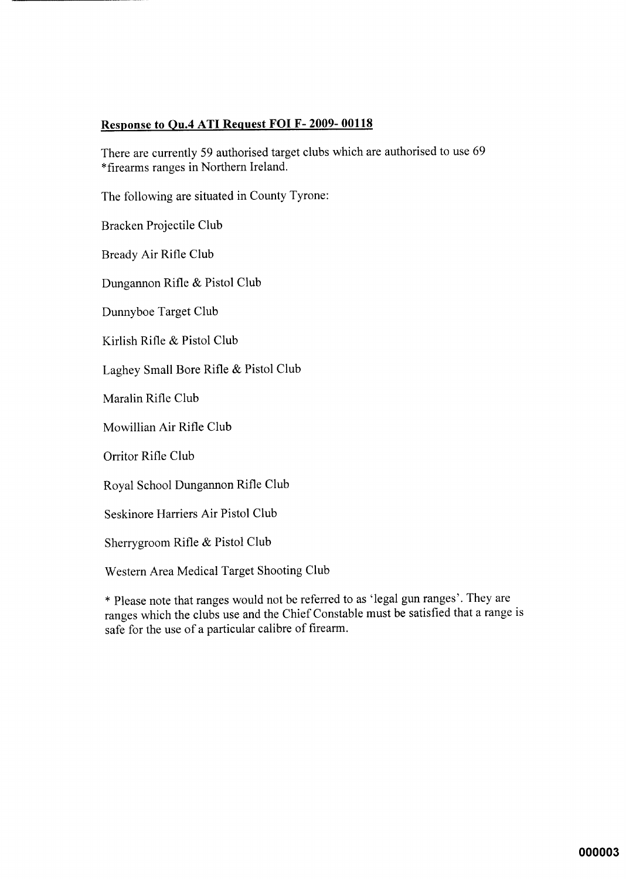## Response to Qu.4 ATI Request FOI F- 2009- 00118

There are currently 59 authorised target clubs which are authorised to use 69 *firearms ranges in Northern Ireland.

The following are situated in County Tyrone:

Bracken Projectile Club

Bready Air Rifle Club

Dungannon Rifle & Pistol Club

Dunnyboe Target Club

Kirlish Rifle & Pistol Club

Laghey Small Bore Rifle & Pistol Club

Maralin Rifle Club

Mowillian Air Rifle Club

Orritor Rifle Club

Royal School Dungannon Rifle Club

Seskinore Harriers Air Pistol Club

Sherrygroom Rifle & Pistol Club

Western Area Medical Target Shooting Club

* Please note that ranges would not be referred to as 'legal gun ranges'. They are ranges which the clubs use and the Chief Constable must be satisfied that a range is safe for the use of a particular calibre of firearm.

000003